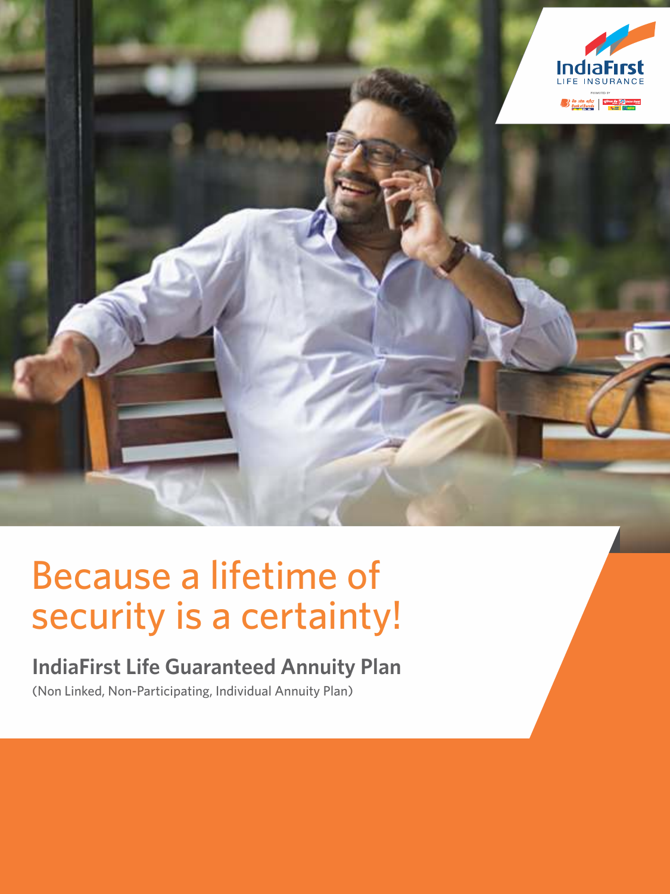# Because a lifetime of security is a certainty!

## IndiaFirst Life Guaranteed Annuity Plan

(Non Linked, Non-Participating, Individual Annuity Plan)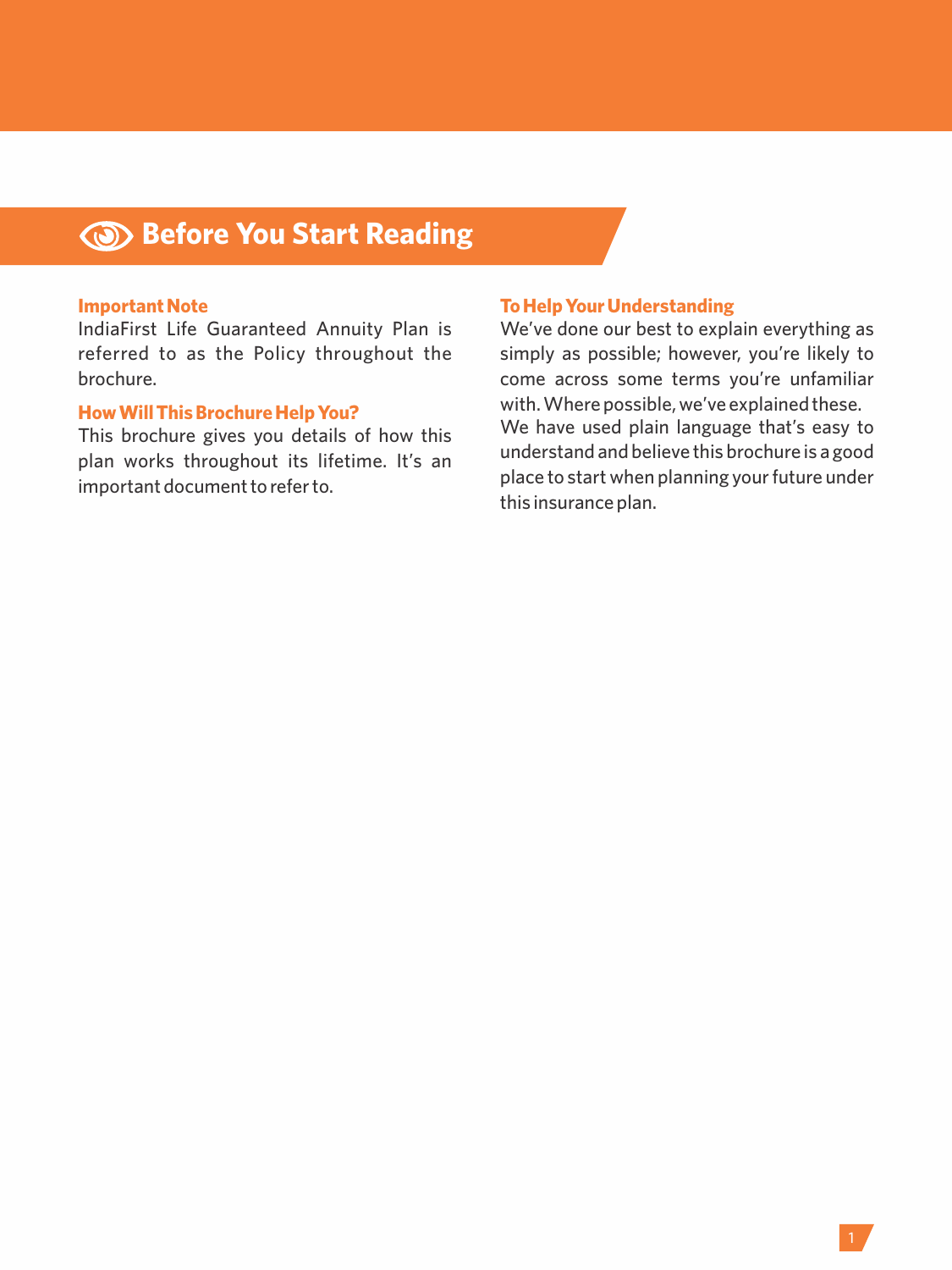# Before You Start Reading

### Important Note

IndiaFirst Life Guaranteed Annuity Plan is referred to as the Policy throughout the brochure.

### How Will This Brochure Help You?

This brochure gives you details of how this plan works throughout its lifetime. It's an important document to refer to.

### To Help Your Understanding

We've done our best to explain everything as simply as possible; however, you're likely to come across some terms you're unfamiliar with. Where possible, we've explained these.

We have used plain language that's easy to understand and believe this brochure is a good place to start when planning your future under this insurance plan.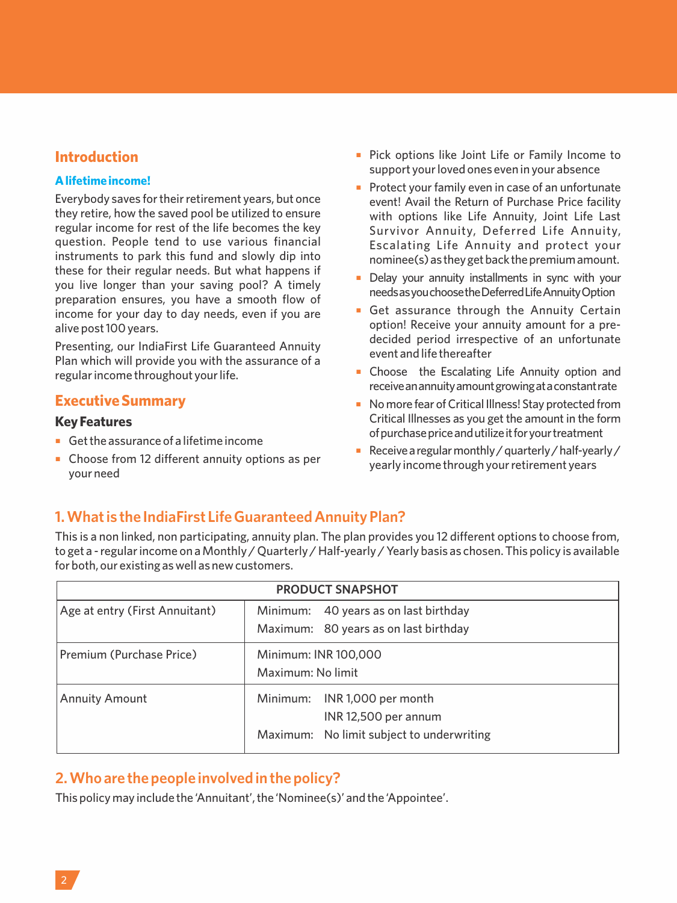## Introduction

### A lifetime income!

Everybody saves for their retirement years, but once they retire, how the saved pool be utilized to ensure regular income for rest of the life becomes the key question. People tend to use various financial instruments to park this fund and slowly dip into these for their regular needs. But what happens if you live longer than your saving pool? A timely preparation ensures, you have a smooth flow of income for your day to day needs, even if you are alive post 100 years.

Presenting, our IndiaFirst Life Guaranteed Annuity Plan which will provide you with the assurance of a regular income throughout your life.

## Executive Summary

### Key Features

- Get the assurance of a lifetime income
- Choose from 12 different annuity options as per your need
- Pick options like Joint Life or Family Income to support your loved ones even in your absence
- Protect your family even in case of an unfortunate event! Avail the Return of Purchase Price facility with options like Life Annuity, Joint Life Last Survivor Annuity, Deferred Life Annuity, Escalating Life Annuity and protect your nominee(s) as they get back the premium amount.
- Delay your annuity installments in sync with your needs as you choose the Deferred Life Annuity Option
- Get assurance through the Annuity Certain option! Receive your annuity amount for a pre-decided period irrespective of an unfortunate event and life thereafter
- Choose the Escalating Life Annuity option and receive an annuity amount growing at a constant rate
- No more fear of Critical Illness! Stay protected from Critical Illnesses as you get the amount in the form of purchase price and utilize it for your treatment
- Receive a regular monthly / quarterly / half-yearly / yearly income through your retirement years

## 1. What is the IndiaFirst Life Guaranteed Annuity Plan?

This is a non linked, non participating, annuity plan. The plan provides you 12 different options to choose from, to get a - regular income on a Monthly / Quarterly / Half-yearly / Yearly basis as chosen. This policy is available for both, our existing as well as new customers.

| PRODUCT SNAPSHOT | |
|---|---|
| Age at entry (First Annuitant) | Minimum: 40 years as on last birthday<br>Maximum: 80 years as on last birthday |
| Premium (Purchase Price) | Minimum: INR 100,000<br>Maximum: No limit |
| Annuity Amount | Minimum: INR 1,000 per month<br>INR 12,500 per annum<br>Maximum: No limit subject to underwriting |

## 2. Who are the people involved in the policy?

This policy may include the 'Annuitant', the 'Nominee(s)' and the 'Appointee'.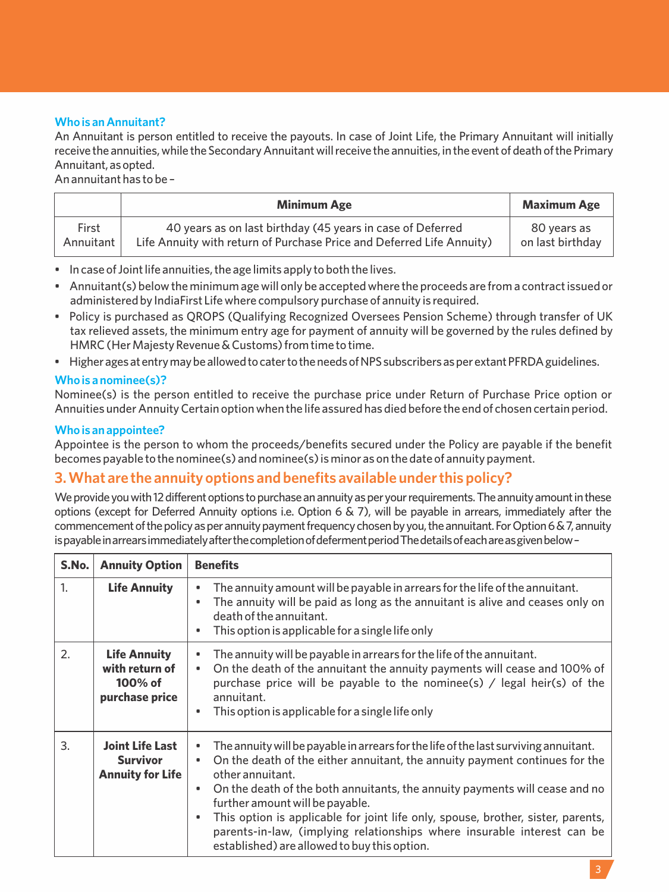**Who is an Annuitant?**

An Annuitant is person entitled to receive the payouts. In case of Joint Life, the Primary Annuitant will initially receive the annuities, while the Secondary Annuitant will receive the annuities, in the event of death of the Primary Annuitant, as opted.

An annuitant has to be –

| | Minimum Age | Maximum Age |
|---|---|---|
| First Annuitant | 40 years as on last birthday (45 years in case of Deferred Life Annuity with return of Purchase Price and Deferred Life Annuity) | 80 years as on last birthday |

- In case of Joint life annuities, the age limits apply to both the lives.
- Annuitant(s) below the minimum age will only be accepted where the proceeds are from a contract issued or administered by IndiaFirst Life where compulsory purchase of annuity is required.
- Policy is purchased as QROPS (Qualifying Recognized Oversees Pension Scheme) through transfer of UK tax relieved assets, the minimum entry age for payment of annuity will be governed by the rules defined by HMRC (Her Majesty Revenue & Customs) from time to time.
- Higher ages at entry may be allowed to cater to the needs of NPS subscribers as per extant PFRDA guidelines.

**Who is a nominee(s)?**

Nominee(s) is the person entitled to receive the purchase price under Return of Purchase Price option or Annuities under Annuity Certain option when the life assured has died before the end of chosen certain period.

**Who is an appointee?**

Appointee is the person to whom the proceeds/benefits secured under the Policy are payable if the benefit becomes payable to the nominee(s) and nominee(s) is minor as on the date of annuity payment.

## 3. What are the annuity options and benefits available under this policy?

We provide you with 12 different options to purchase an annuity as per your requirements. The annuity amount in these options (except for Deferred Annuity options i.e. Option 6 & 7), will be payable in arrears, immediately after the commencement of the policy as per annuity payment frequency chosen by you, the annuitant. For Option 6 & 7, annuity is payable in arrears immediately after the completion of deferment period The details of each are as given below –

| S.No. | Annuity Option | Benefits |
|---|---|---|
| 1. | **Life Annuity** | • The annuity amount will be payable in arrears for the life of the annuitant.<br>• The annuity will be paid as long as the annuitant is alive and ceases only on death of the annuitant.<br>• This option is applicable for a single life only |
| 2. | **Life Annuity with return of 100% of purchase price** | • The annuity will be payable in arrears for the life of the annuitant.<br>• On the death of the annuitant the annuity payments will cease and 100% of purchase price will be payable to the nominee(s) / legal heir(s) of the annuitant.<br>• This option is applicable for a single life only |
| 3. | **Joint Life Last Survivor Annuity for Life** | • The annuity will be payable in arrears for the life of the last surviving annuitant.<br>• On the death of the either annuitant, the annuity payment continues for the other annuitant.<br>• On the death of the both annuitants, the annuity payments will cease and no further amount will be payable.<br>• This option is applicable for joint life only, spouse, brother, sister, parents, parents-in-law, (implying relationships where insurable interest can be established) are allowed to buy this option. |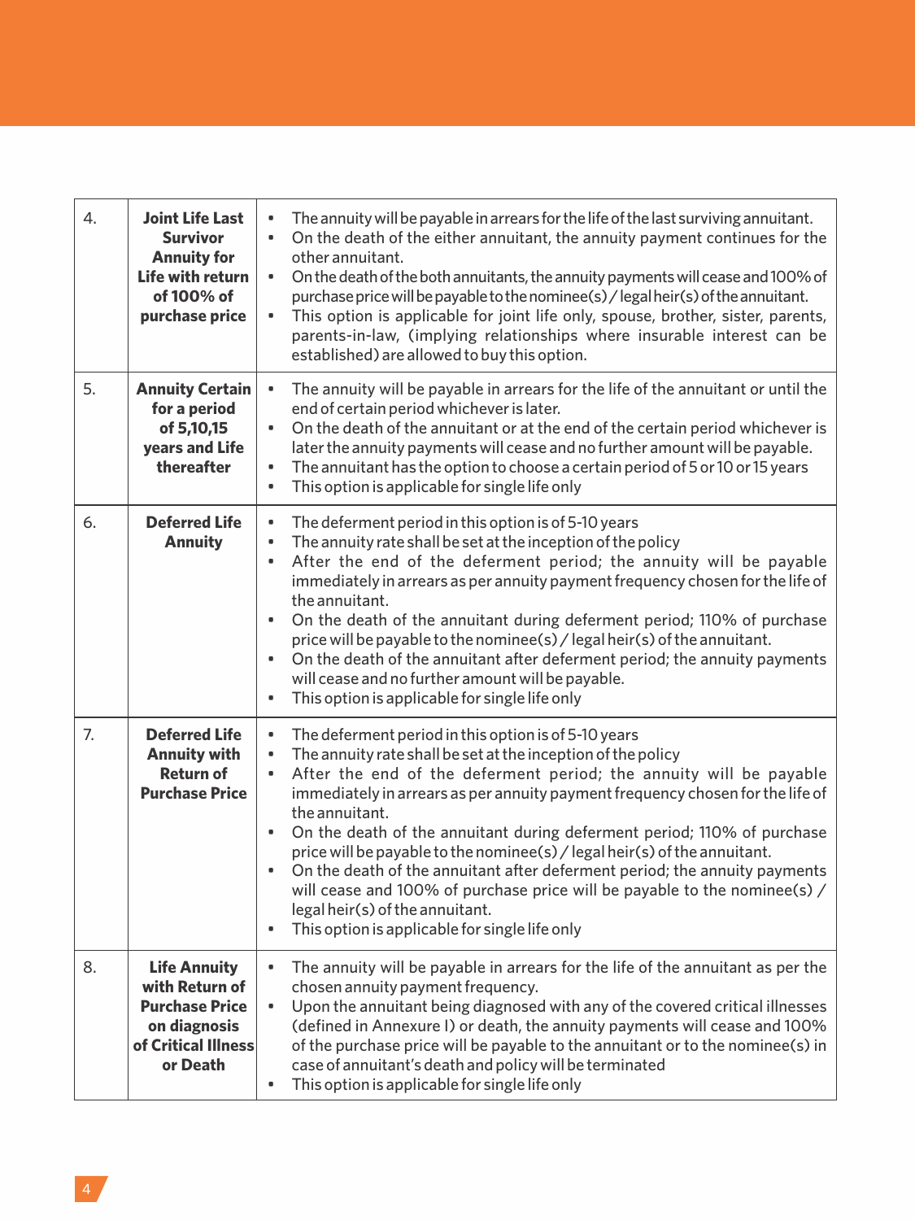| | | |
|---|---|---|
| 4. | **Joint Life Last Survivor Annuity for Life with return of 100% of purchase price** | • The annuity will be payable in arrears for the life of the last surviving annuitant.<br>• On the death of the either annuitant, the annuity payment continues for the other annuitant.<br>• On the death of the both annuitants, the annuity payments will cease and 100% of purchase price will be payable to the nominee(s) / legal heir(s) of the annuitant.<br>• This option is applicable for joint life only, spouse, brother, sister, parents, parents-in-law, (implying relationships where insurable interest can be established) are allowed to buy this option. |
| 5. | **Annuity Certain for a period of 5,10,15 years and Life thereafter** | • The annuity will be payable in arrears for the life of the annuitant or until the end of certain period whichever is later.<br>• On the death of the annuitant or at the end of the certain period whichever is later the annuity payments will cease and no further amount will be payable.<br>• The annuitant has the option to choose a certain period of 5 or 10 or 15 years<br>• This option is applicable for single life only |
| 6. | **Deferred Life Annuity** | • The deferment period in this option is of 5-10 years<br>• The annuity rate shall be set at the inception of the policy<br>• After the end of the deferment period; the annuity will be payable immediately in arrears as per annuity payment frequency chosen for the life of the annuitant.<br>• On the death of the annuitant during deferment period; 110% of purchase price will be payable to the nominee(s) / legal heir(s) of the annuitant.<br>• On the death of the annuitant after deferment period; the annuity payments will cease and no further amount will be payable.<br>• This option is applicable for single life only |
| 7. | **Deferred Life Annuity with Return of Purchase Price** | • The deferment period in this option is of 5-10 years<br>• The annuity rate shall be set at the inception of the policy<br>• After the end of the deferment period; the annuity will be payable immediately in arrears as per annuity payment frequency chosen for the life of the annuitant.<br>• On the death of the annuitant during deferment period; 110% of purchase price will be payable to the nominee(s) / legal heir(s) of the annuitant.<br>• On the death of the annuitant after deferment period; the annuity payments will cease and 100% of purchase price will be payable to the nominee(s) / legal heir(s) of the annuitant.<br>• This option is applicable for single life only |
| 8. | **Life Annuity with Return of Purchase Price on diagnosis of Critical Illness or Death** | • The annuity will be payable in arrears for the life of the annuitant as per the chosen annuity payment frequency.<br>• Upon the annuitant being diagnosed with any of the covered critical illnesses (defined in Annexure I) or death, the annuity payments will cease and 100% of the purchase price will be payable to the annuitant or to the nominee(s) in case of annuitant's death and policy will be terminated<br>• This option is applicable for single life only |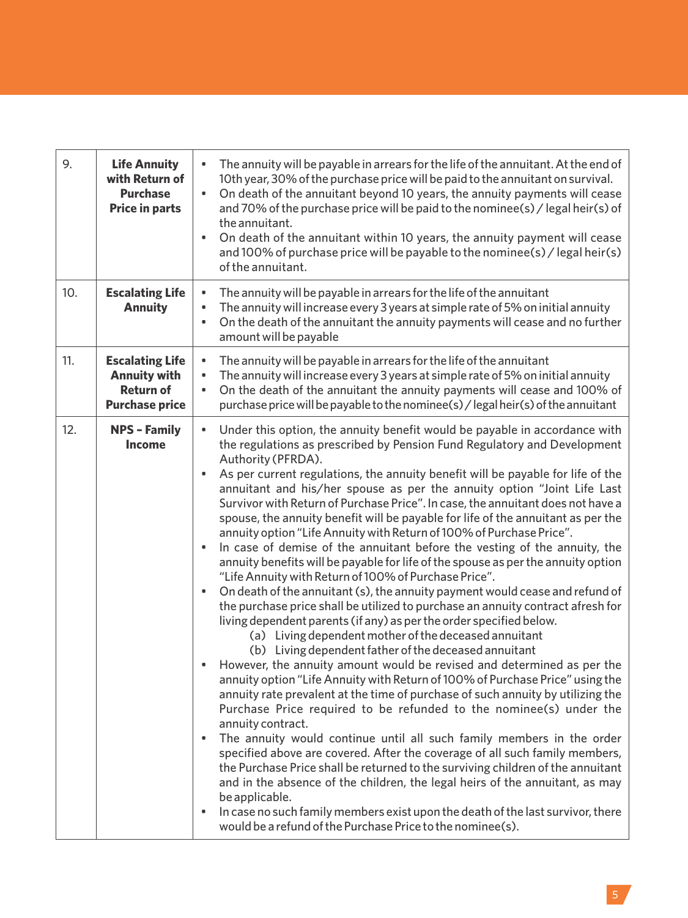| | | |
|---|---|---|
| 9. | **Life Annuity with Return of Purchase Price in parts** | • The annuity will be payable in arrears for the life of the annuitant. At the end of 10th year, 30% of the purchase price will be paid to the annuitant on survival.<br>• On death of the annuitant beyond 10 years, the annuity payments will cease and 70% of the purchase price will be paid to the nominee(s) / legal heir(s) of the annuitant.<br>• On death of the annuitant within 10 years, the annuity payment will cease and 100% of purchase price will be payable to the nominee(s) / legal heir(s) of the annuitant. |
| 10. | **Escalating Life Annuity** | • The annuity will be payable in arrears for the life of the annuitant<br>• The annuity will increase every 3 years at simple rate of 5% on initial annuity<br>• On the death of the annuitant the annuity payments will cease and no further amount will be payable |
| 11. | **Escalating Life Annuity with Return of Purchase price** | • The annuity will be payable in arrears for the life of the annuitant<br>• The annuity will increase every 3 years at simple rate of 5% on initial annuity<br>• On the death of the annuitant the annuity payments will cease and 100% of purchase price will be payable to the nominee(s) / legal heir(s) of the annuitant |
| 12. | **NPS - Family Income** | • Under this option, the annuity benefit would be payable in accordance with the regulations as prescribed by Pension Fund Regulatory and Development Authority (PFRDA).<br>• As per current regulations, the annuity benefit will be payable for life of the annuitant and his/her spouse as per the annuity option "Joint Life Last Survivor with Return of Purchase Price". In case, the annuitant does not have a spouse, the annuity benefit will be payable for life of the annuitant as per the annuity option "Life Annuity with Return of 100% of Purchase Price".<br>• In case of demise of the annuitant before the vesting of the annuity, the annuity benefits will be payable for life of the spouse as per the annuity option "Life Annuity with Return of 100% of Purchase Price".<br>• On death of the annuitant (s), the annuity payment would cease and refund of the purchase price shall be utilized to purchase an annuity contract afresh for living dependent parents (if any) as per the order specified below.<br>(a) Living dependent mother of the deceased annuitant<br>(b) Living dependent father of the deceased annuitant<br>• However, the annuity amount would be revised and determined as per the annuity option "Life Annuity with Return of 100% of Purchase Price" using the annuity rate prevalent at the time of purchase of such annuity by utilizing the Purchase Price required to be refunded to the nominee(s) under the annuity contract.<br>• The annuity would continue until all such family members in the order specified above are covered. After the coverage of all such family members, the Purchase Price shall be returned to the surviving children of the annuitant and in the absence of the children, the legal heirs of the annuitant, as may be applicable.<br>• In case no such family members exist upon the death of the last survivor, there would be a refund of the Purchase Price to the nominee(s). |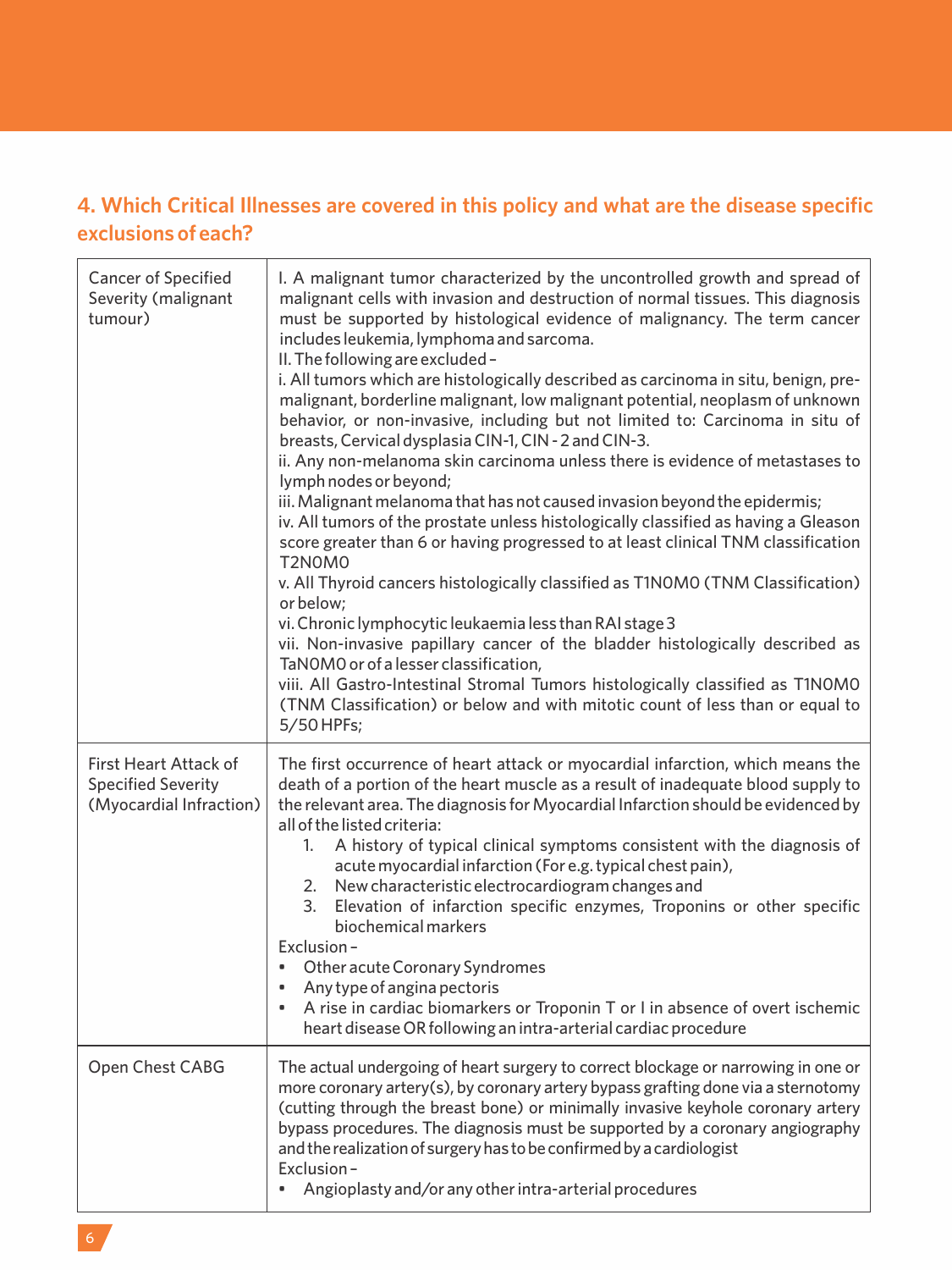## 4. Which Critical Illnesses are covered in this policy and what are the disease specific exclusions of each?

| | |
|---|---|
| Cancer of Specified Severity (malignant tumour) | I. A malignant tumor characterized by the uncontrolled growth and spread of malignant cells with invasion and destruction of normal tissues. This diagnosis must be supported by histological evidence of malignancy. The term cancer includes leukemia, lymphoma and sarcoma.<br>II. The following are excluded –<br>i. All tumors which are histologically described as carcinoma in situ, benign, pre-malignant, borderline malignant, low malignant potential, neoplasm of unknown behavior, or non-invasive, including but not limited to: Carcinoma in situ of breasts, Cervical dysplasia CIN-1, CIN - 2 and CIN-3.<br>ii. Any non-melanoma skin carcinoma unless there is evidence of metastases to lymph nodes or beyond;<br>iii. Malignant melanoma that has not caused invasion beyond the epidermis;<br>iv. All tumors of the prostate unless histologically classified as having a Gleason score greater than 6 or having progressed to at least clinical TNM classification T2N0M0<br>v. All Thyroid cancers histologically classified as T1N0M0 (TNM Classification) or below;<br>vi. Chronic lymphocytic leukaemia less than RAI stage 3<br>vii. Non-invasive papillary cancer of the bladder histologically described as TaN0M0 or of a lesser classification,<br>viii. All Gastro-Intestinal Stromal Tumors histologically classified as T1N0M0 (TNM Classification) or below and with mitotic count of less than or equal to 5/50 HPFs; |
| First Heart Attack of Specified Severity (Myocardial Infraction) | The first occurrence of heart attack or myocardial infarction, which means the death of a portion of the heart muscle as a result of inadequate blood supply to the relevant area. The diagnosis for Myocardial Infarction should be evidenced by all of the listed criteria:<br>1. A history of typical clinical symptoms consistent with the diagnosis of acute myocardial infarction (For e.g. typical chest pain),<br>2. New characteristic electrocardiogram changes and<br>3. Elevation of infarction specific enzymes, Troponins or other specific biochemical markers<br>Exclusion –<br>• Other acute Coronary Syndromes<br>• Any type of angina pectoris<br>• A rise in cardiac biomarkers or Troponin T or I in absence of overt ischemic heart disease OR following an intra-arterial cardiac procedure |
| Open Chest CABG | The actual undergoing of heart surgery to correct blockage or narrowing in one or more coronary artery(s), by coronary artery bypass grafting done via a sternotomy (cutting through the breast bone) or minimally invasive keyhole coronary artery bypass procedures. The diagnosis must be supported by a coronary angiography and the realization of surgery has to be confirmed by a cardiologist<br>Exclusion –<br>• Angioplasty and/or any other intra-arterial procedures |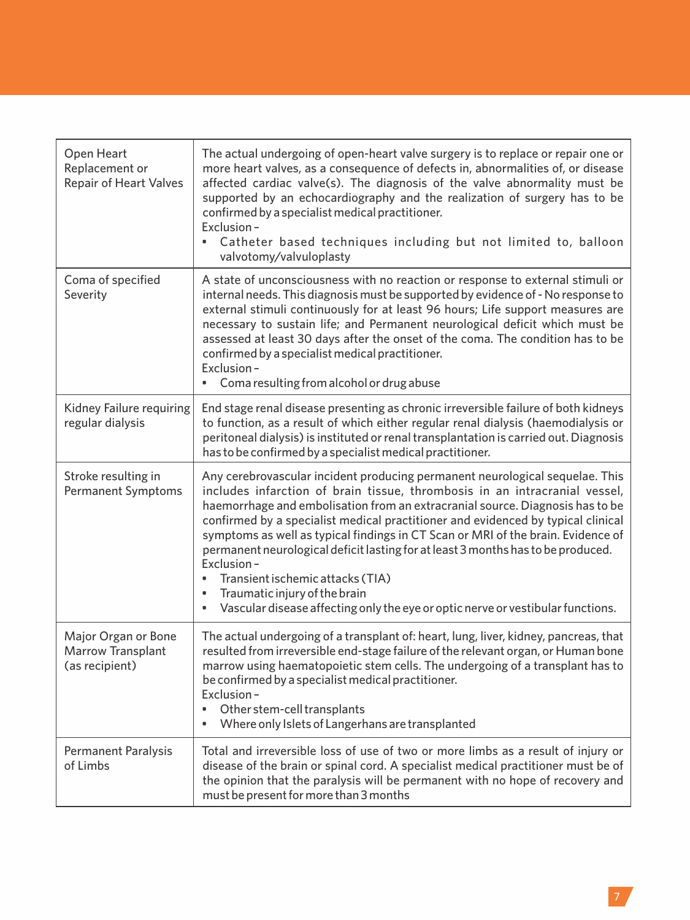| | |
|---|---|
| Open Heart Replacement or Repair of Heart Valves | The actual undergoing of open-heart valve surgery is to replace or repair one or more heart valves, as a consequence of defects in, abnormalities of, or disease affected cardiac valve(s). The diagnosis of the valve abnormality must be supported by an echocardiography and the realization of surgery has to be confirmed by a specialist medical practitioner.<br>Exclusion –<br>• Catheter based techniques including but not limited to, balloon valvotomy/valvuloplasty |
| Coma of specified Severity | A state of unconsciousness with no reaction or response to external stimuli or internal needs. This diagnosis must be supported by evidence of - No response to external stimuli continuously for at least 96 hours; Life support measures are necessary to sustain life; and Permanent neurological deficit which must be assessed at least 30 days after the onset of the coma. The condition has to be confirmed by a specialist medical practitioner.<br>Exclusion –<br>• Coma resulting from alcohol or drug abuse |
| Kidney Failure requiring regular dialysis | End stage renal disease presenting as chronic irreversible failure of both kidneys to function, as a result of which either regular renal dialysis (haemodialysis or peritoneal dialysis) is instituted or renal transplantation is carried out. Diagnosis has to be confirmed by a specialist medical practitioner. |
| Stroke resulting in Permanent Symptoms | Any cerebrovascular incident producing permanent neurological sequelae. This includes infarction of brain tissue, thrombosis in an intracranial vessel, haemorrhage and embolisation from an extracranial source. Diagnosis has to be confirmed by a specialist medical practitioner and evidenced by typical clinical symptoms as well as typical findings in CT Scan or MRI of the brain. Evidence of permanent neurological deficit lasting for at least 3 months has to be produced.<br>Exclusion –<br>• Transient ischemic attacks (TIA)<br>• Traumatic injury of the brain<br>• Vascular disease affecting only the eye or optic nerve or vestibular functions. |
| Major Organ or Bone Marrow Transplant (as recipient) | The actual undergoing of a transplant of: heart, lung, liver, kidney, pancreas, that resulted from irreversible end-stage failure of the relevant organ, or Human bone marrow using haematopoietic stem cells. The undergoing of a transplant has to be confirmed by a specialist medical practitioner.<br>Exclusion –<br>• Other stem-cell transplants<br>• Where only Islets of Langerhans are transplanted |
| Permanent Paralysis of Limbs | Total and irreversible loss of use of two or more limbs as a result of injury or disease of the brain or spinal cord. A specialist medical practitioner must be of the opinion that the paralysis will be permanent with no hope of recovery and must be present for more than 3 months |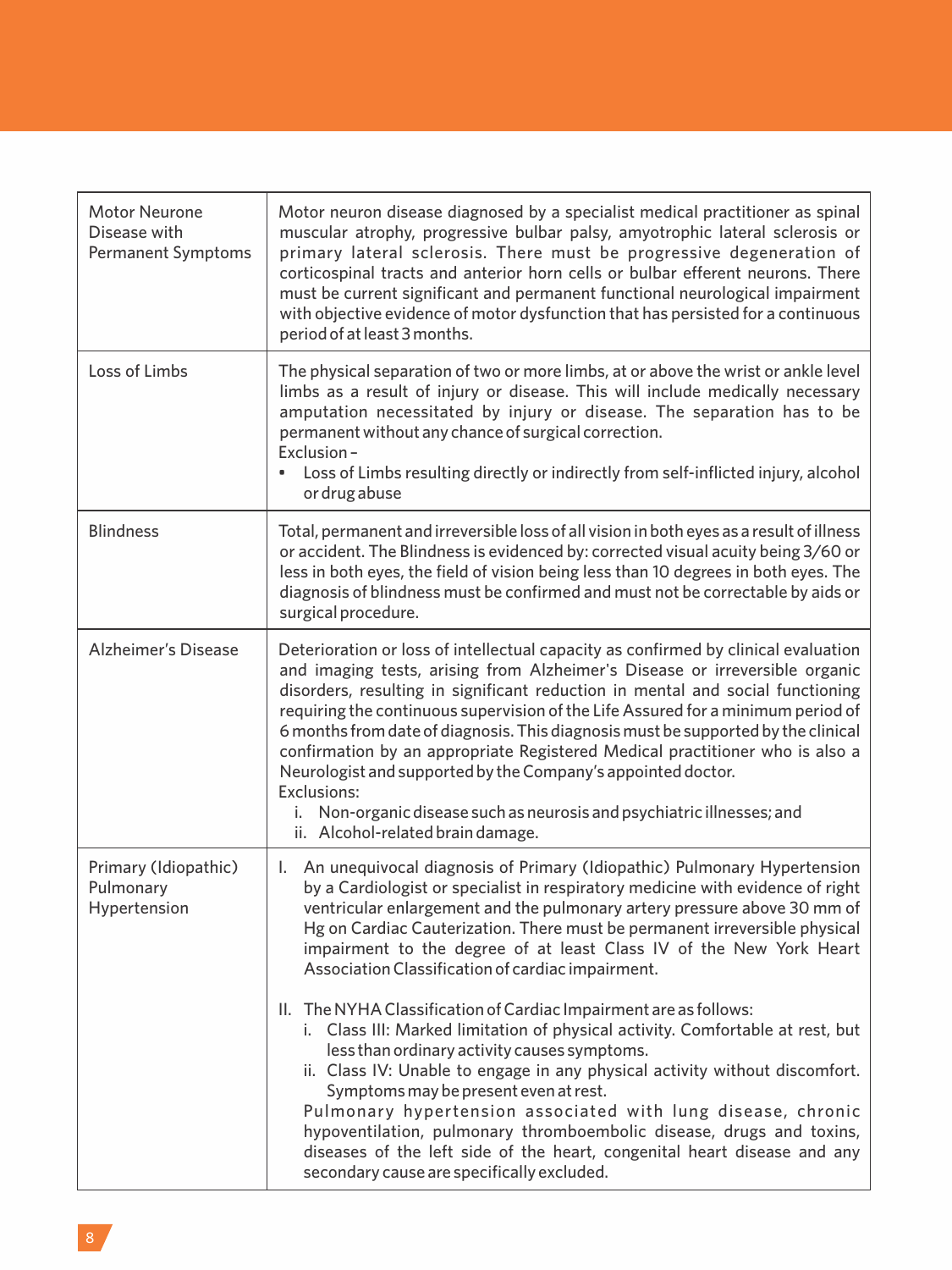| | |
|---|---|
| Motor Neurone Disease with Permanent Symptoms | Motor neuron disease diagnosed by a specialist medical practitioner as spinal muscular atrophy, progressive bulbar palsy, amyotrophic lateral sclerosis or primary lateral sclerosis. There must be progressive degeneration of corticospinal tracts and anterior horn cells or bulbar efferent neurons. There must be current significant and permanent functional neurological impairment with objective evidence of motor dysfunction that has persisted for a continuous period of at least 3 months. |
| Loss of Limbs | The physical separation of two or more limbs, at or above the wrist or ankle level limbs as a result of injury or disease. This will include medically necessary amputation necessitated by injury or disease. The separation has to be permanent without any chance of surgical correction.<br>Exclusion –<br>• Loss of Limbs resulting directly or indirectly from self-inflicted injury, alcohol or drug abuse |
| Blindness | Total, permanent and irreversible loss of all vision in both eyes as a result of illness or accident. The Blindness is evidenced by: corrected visual acuity being 3/60 or less in both eyes, the field of vision being less than 10 degrees in both eyes. The diagnosis of blindness must be confirmed and must not be correctable by aids or surgical procedure. |
| Alzheimer's Disease | Deterioration or loss of intellectual capacity as confirmed by clinical evaluation and imaging tests, arising from Alzheimer's Disease or irreversible organic disorders, resulting in significant reduction in mental and social functioning requiring the continuous supervision of the Life Assured for a minimum period of 6 months from date of diagnosis. This diagnosis must be supported by the clinical confirmation by an appropriate Registered Medical practitioner who is also a Neurologist and supported by the Company's appointed doctor.<br>Exclusions:<br>i. Non-organic disease such as neurosis and psychiatric illnesses; and<br>ii. Alcohol-related brain damage. |
| Primary (Idiopathic) Pulmonary Hypertension | I. An unequivocal diagnosis of Primary (Idiopathic) Pulmonary Hypertension by a Cardiologist or specialist in respiratory medicine with evidence of right ventricular enlargement and the pulmonary artery pressure above 30 mm of Hg on Cardiac Cauterization. There must be permanent irreversible physical impairment to the degree of at least Class IV of the New York Heart Association Classification of cardiac impairment.<br><br>II. The NYHA Classification of Cardiac Impairment are as follows:<br>i. Class III: Marked limitation of physical activity. Comfortable at rest, but less than ordinary activity causes symptoms.<br>ii. Class IV: Unable to engage in any physical activity without discomfort. Symptoms may be present even at rest.<br>Pulmonary hypertension associated with lung disease, chronic hypoventilation, pulmonary thromboembolic disease, drugs and toxins, diseases of the left side of the heart, congenital heart disease and any secondary cause are specifically excluded. |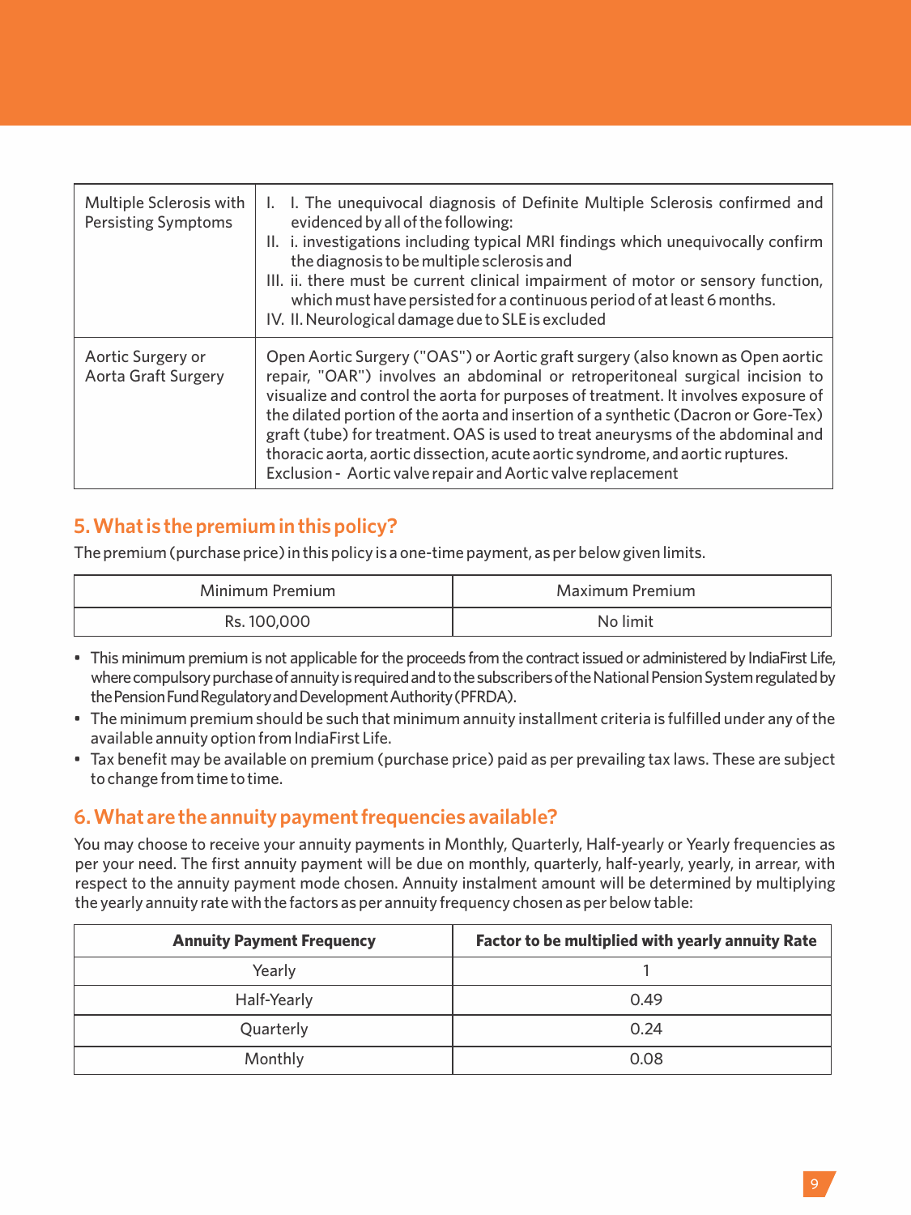| | |
|---|---|
| Multiple Sclerosis with Persisting Symptoms | I. I. The unequivocal diagnosis of Definite Multiple Sclerosis confirmed and evidenced by all of the following:<br>II. i. investigations including typical MRI findings which unequivocally confirm the diagnosis to be multiple sclerosis and<br>III. ii. there must be current clinical impairment of motor or sensory function, which must have persisted for a continuous period of at least 6 months.<br>IV. II. Neurological damage due to SLE is excluded |
| Aortic Surgery or Aorta Graft Surgery | Open Aortic Surgery ("OAS") or Aortic graft surgery (also known as Open aortic repair, "OAR") involves an abdominal or retroperitoneal surgical incision to visualize and control the aorta for purposes of treatment. It involves exposure of the dilated portion of the aorta and insertion of a synthetic (Dacron or Gore-Tex) graft (tube) for treatment. OAS is used to treat aneurysms of the abdominal and thoracic aorta, aortic dissection, acute aortic syndrome, and aortic ruptures.<br>Exclusion - Aortic valve repair and Aortic valve replacement |

## 5. What is the premium in this policy?

The premium (purchase price) in this policy is a one-time payment, as per below given limits.

| Minimum Premium | Maximum Premium |
|---|---|
| Rs. 100,000 | No limit |

- This minimum premium is not applicable for the proceeds from the contract issued or administered by IndiaFirst Life, where compulsory purchase of annuity is required and to the subscribers of the National Pension System regulated by the Pension Fund Regulatory and Development Authority (PFRDA).
- The minimum premium should be such that minimum annuity installment criteria is fulfilled under any of the available annuity option from IndiaFirst Life.
- Tax benefit may be available on premium (purchase price) paid as per prevailing tax laws. These are subject to change from time to time.

## 6. What are the annuity payment frequencies available?

You may choose to receive your annuity payments in Monthly, Quarterly, Half-yearly or Yearly frequencies as per your need. The first annuity payment will be due on monthly, quarterly, half-yearly, yearly, in arrear, with respect to the annuity payment mode chosen. Annuity instalment amount will be determined by multiplying the yearly annuity rate with the factors as per annuity frequency chosen as per below table:

| **Annuity Payment Frequency** | **Factor to be multiplied with yearly annuity Rate** |
|---|---|
| Yearly | 1 |
| Half-Yearly | 0.49 |
| Quarterly | 0.24 |
| Monthly | 0.08 |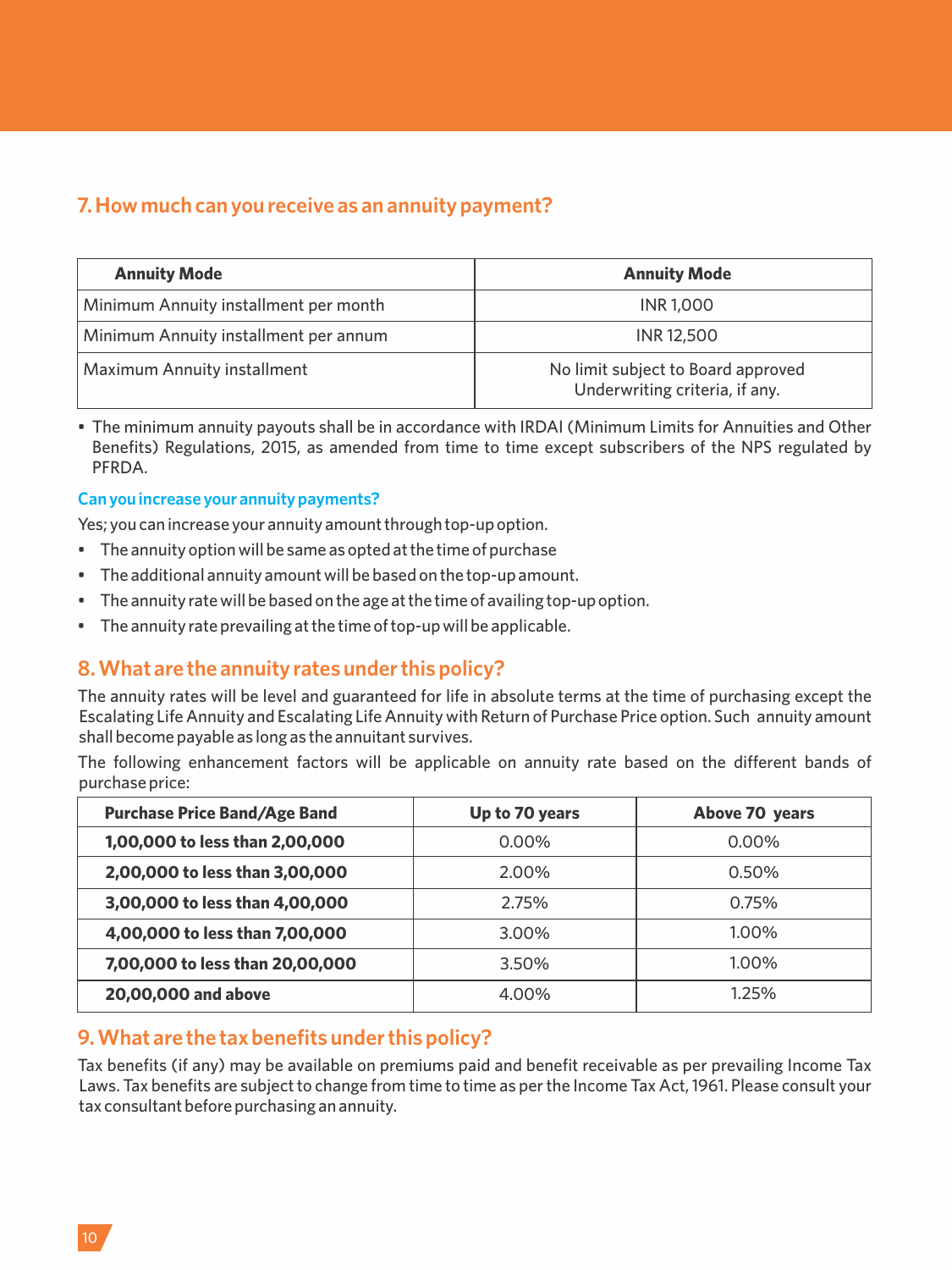## 7. How much can you receive as an annuity payment?

| Annuity Mode | Annuity Mode |
|---|---|
| Minimum Annuity installment per month | INR 1,000 |
| Minimum Annuity installment per annum | INR 12,500 |
| Maximum Annuity installment | No limit subject to Board approved Underwriting criteria, if any. |

- The minimum annuity payouts shall be in accordance with IRDAI (Minimum Limits for Annuities and Other Benefits) Regulations, 2015, as amended from time to time except subscribers of the NPS regulated by PFRDA.

### Can you increase your annuity payments?

Yes; you can increase your annuity amount through top-up option.

- The annuity option will be same as opted at the time of purchase
- The additional annuity amount will be based on the top-up amount.
- The annuity rate will be based on the age at the time of availing top-up option.
- The annuity rate prevailing at the time of top-up will be applicable.

## 8. What are the annuity rates under this policy?

The annuity rates will be level and guaranteed for life in absolute terms at the time of purchasing except the Escalating Life Annuity and Escalating Life Annuity with Return of Purchase Price option. Such annuity amount shall become payable as long as the annuitant survives.

The following enhancement factors will be applicable on annuity rate based on the different bands of purchase price:

| Purchase Price Band/Age Band | Up to 70 years | Above 70 years |
|---|---|---|
| **1,00,000 to less than 2,00,000** | 0.00% | 0.00% |
| **2,00,000 to less than 3,00,000** | 2.00% | 0.50% |
| **3,00,000 to less than 4,00,000** | 2.75% | 0.75% |
| **4,00,000 to less than 7,00,000** | 3.00% | 1.00% |
| **7,00,000 to less than 20,00,000** | 3.50% | 1.00% |
| **20,00,000 and above** | 4.00% | 1.25% |

## 9. What are the tax benefits under this policy?

Tax benefits (if any) may be available on premiums paid and benefit receivable as per prevailing Income Tax Laws. Tax benefits are subject to change from time to time as per the Income Tax Act, 1961. Please consult your tax consultant before purchasing an annuity.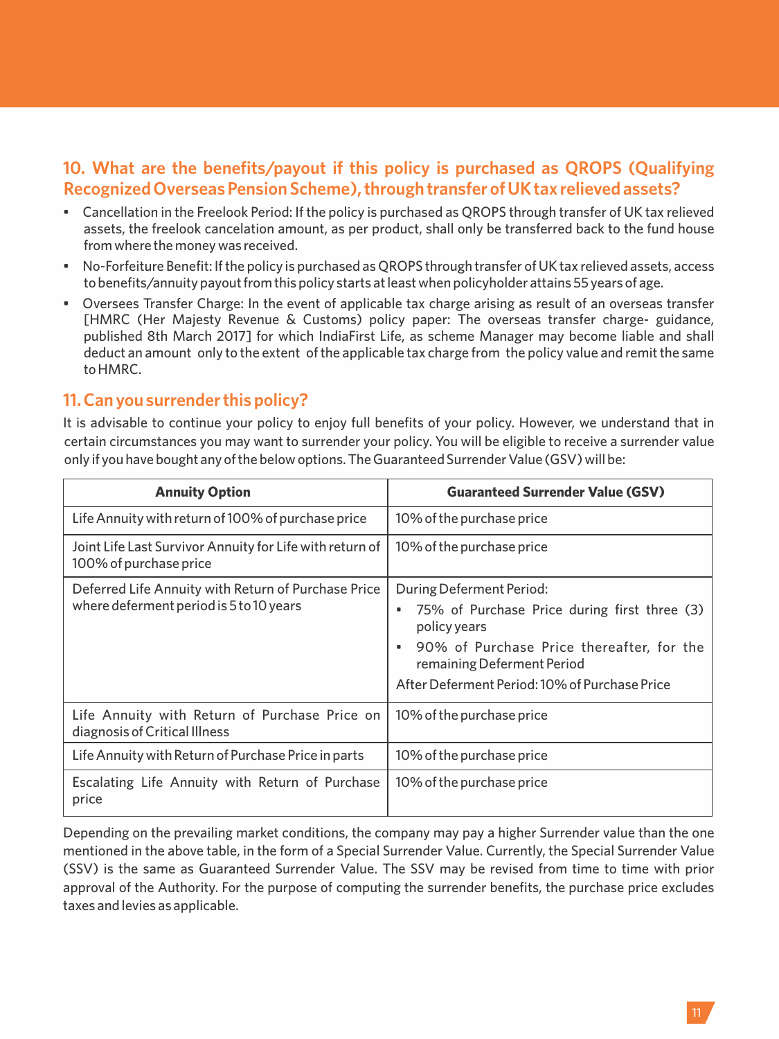## 10. What are the benefits/payout if this policy is purchased as QROPS (Qualifying Recognized Overseas Pension Scheme), through transfer of UK tax relieved assets?

- Cancellation in the Freelook Period: If the policy is purchased as QROPS through transfer of UK tax relieved assets, the freelook cancelation amount, as per product, shall only be transferred back to the fund house from where the money was received.
- No-Forfeiture Benefit: If the policy is purchased as QROPS through transfer of UK tax relieved assets, access to benefits/annuity payout from this policy starts at least when policyholder attains 55 years of age.
- Oversees Transfer Charge: In the event of applicable tax charge arising as result of an overseas transfer [HMRC (Her Majesty Revenue & Customs) policy paper: The overseas transfer charge- guidance, published 8th March 2017] for which IndiaFirst Life, as scheme Manager may become liable and shall deduct an amount only to the extent of the applicable tax charge from the policy value and remit the same to HMRC.

## 11. Can you surrender this policy?

It is advisable to continue your policy to enjoy full benefits of your policy. However, we understand that in certain circumstances you may want to surrender your policy. You will be eligible to receive a surrender value only if you have bought any of the below options. The Guaranteed Surrender Value (GSV) will be:

| Annuity Option | Guaranteed Surrender Value (GSV) |
|---|---|
| Life Annuity with return of 100% of purchase price | 10% of the purchase price |
| Joint Life Last Survivor Annuity for Life with return of 100% of purchase price | 10% of the purchase price |
| Deferred Life Annuity with Return of Purchase Price where deferment period is 5 to 10 years | During Deferment Period:<br>• 75% of Purchase Price during first three (3) policy years<br>• 90% of Purchase Price thereafter, for the remaining Deferment Period<br>After Deferment Period: 10% of Purchase Price |
| Life Annuity with Return of Purchase Price on diagnosis of Critical Illness | 10% of the purchase price |
| Life Annuity with Return of Purchase Price in parts | 10% of the purchase price |
| Escalating Life Annuity with Return of Purchase price | 10% of the purchase price |

Depending on the prevailing market conditions, the company may pay a higher Surrender value than the one mentioned in the above table, in the form of a Special Surrender Value. Currently, the Special Surrender Value (SSV) is the same as Guaranteed Surrender Value. The SSV may be revised from time to time with prior approval of the Authority. For the purpose of computing the surrender benefits, the purchase price excludes taxes and levies as applicable.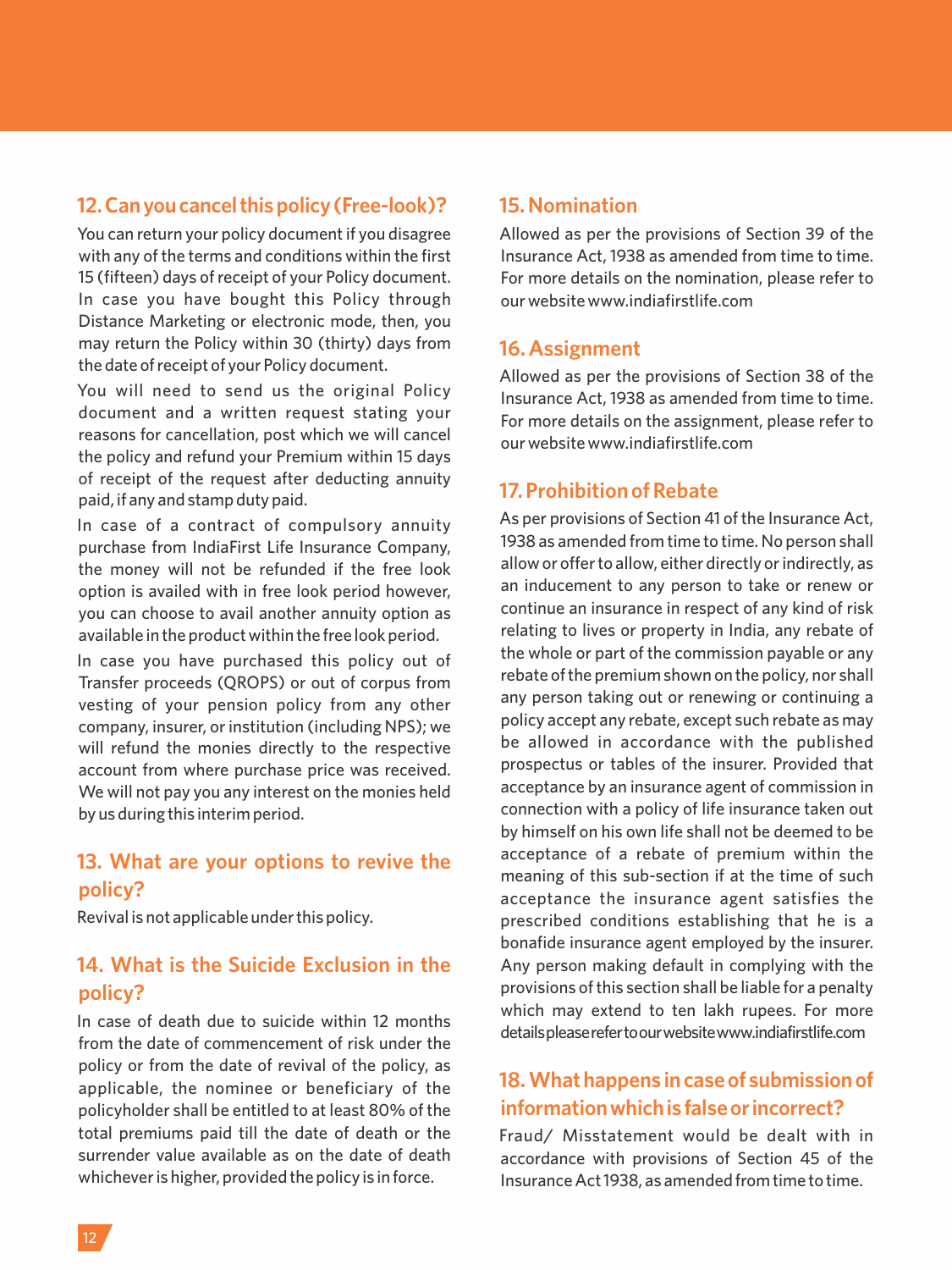## 12. Can you cancel this policy (Free-look)?

You can return your policy document if you disagree with any of the terms and conditions within the first 15 (fifteen) days of receipt of your Policy document. In case you have bought this Policy through Distance Marketing or electronic mode, then, you may return the Policy within 30 (thirty) days from the date of receipt of your Policy document.

You will need to send us the original Policy document and a written request stating your reasons for cancellation, post which we will cancel the policy and refund your Premium within 15 days of receipt of the request after deducting annuity paid, if any and stamp duty paid.

In case of a contract of compulsory annuity purchase from IndiaFirst Life Insurance Company, the money will not be refunded if the free look option is availed with in free look period however, you can choose to avail another annuity option as available in the product within the free look period.

In case you have purchased this policy out of Transfer proceeds (QROPS) or out of corpus from vesting of your pension policy from any other company, insurer, or institution (including NPS); we will refund the monies directly to the respective account from where purchase price was received. We will not pay you any interest on the monies held by us during this interim period.

## 13. What are your options to revive the policy?

Revival is not applicable under this policy.

## 14. What is the Suicide Exclusion in the policy?

In case of death due to suicide within 12 months from the date of commencement of risk under the policy or from the date of revival of the policy, as applicable, the nominee or beneficiary of the policyholder shall be entitled to at least 80% of the total premiums paid till the date of death or the surrender value available as on the date of death whichever is higher, provided the policy is in force.

## 15. Nomination

Allowed as per the provisions of Section 39 of the Insurance Act, 1938 as amended from time to time. For more details on the nomination, please refer to our website www.indiafirstlife.com

## 16. Assignment

Allowed as per the provisions of Section 38 of the Insurance Act, 1938 as amended from time to time. For more details on the assignment, please refer to our website www.indiafirstlife.com

## 17. Prohibition of Rebate

As per provisions of Section 41 of the Insurance Act, 1938 as amended from time to time. No person shall allow or offer to allow, either directly or indirectly, as an inducement to any person to take or renew or continue an insurance in respect of any kind of risk relating to lives or property in India, any rebate of the whole or part of the commission payable or any rebate of the premium shown on the policy, nor shall any person taking out or renewing or continuing a policy accept any rebate, except such rebate as may be allowed in accordance with the published prospectus or tables of the insurer. Provided that acceptance by an insurance agent of commission in connection with a policy of life insurance taken out by himself on his own life shall not be deemed to be acceptance of a rebate of premium within the meaning of this sub-section if at the time of such acceptance the insurance agent satisfies the prescribed conditions establishing that he is a bonafide insurance agent employed by the insurer. Any person making default in complying with the provisions of this section shall be liable for a penalty which may extend to ten lakh rupees. For more details please refer to our website www.indiafirstlife.com

## 18. What happens in case of submission of information which is false or incorrect?

Fraud/ Misstatement would be dealt with in accordance with provisions of Section 45 of the Insurance Act 1938, as amended from time to time.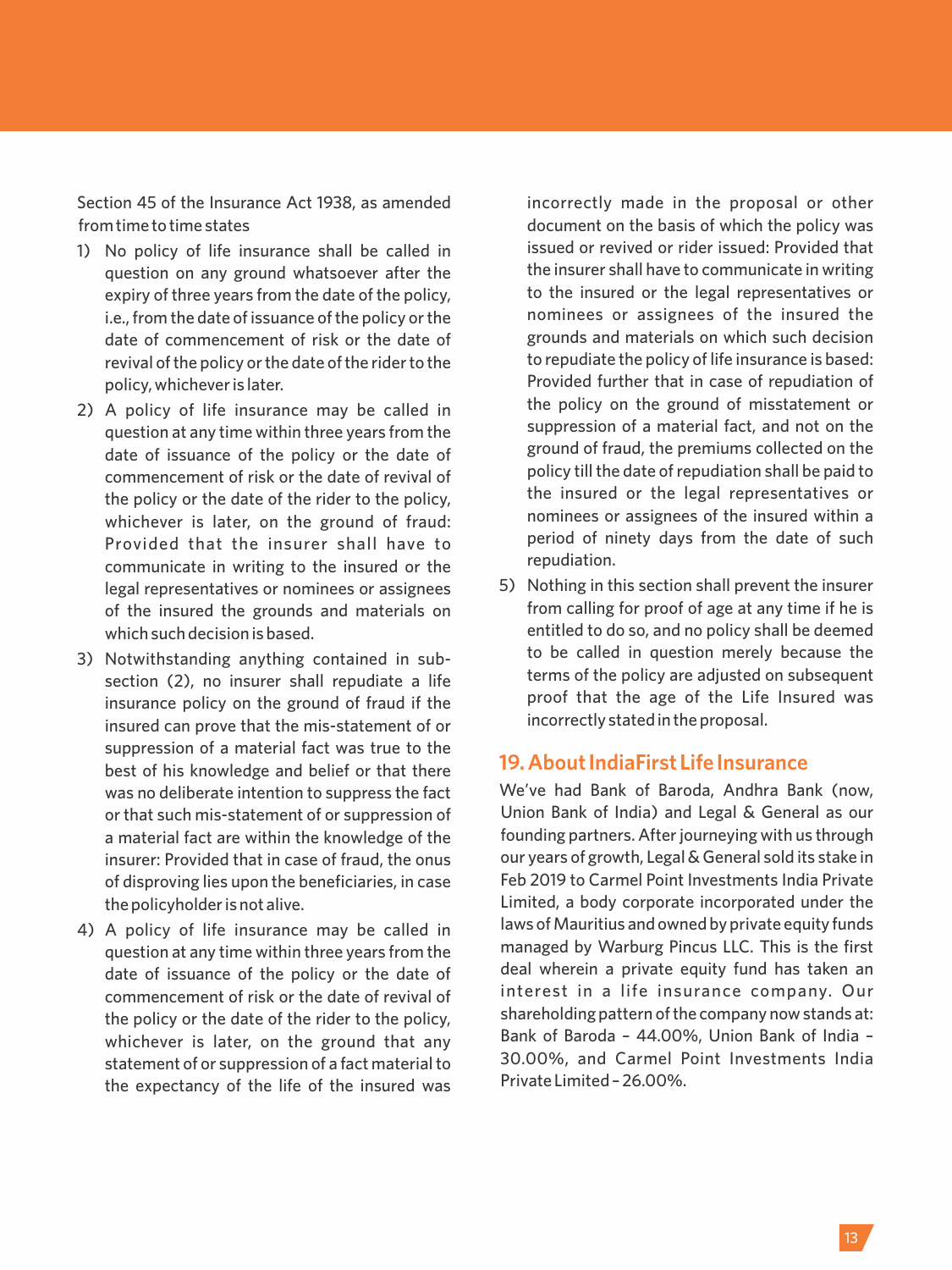Section 45 of the Insurance Act 1938, as amended from time to time states

1) No policy of life insurance shall be called in question on any ground whatsoever after the expiry of three years from the date of the policy, i.e., from the date of issuance of the policy or the date of commencement of risk or the date of revival of the policy or the date of the rider to the policy, whichever is later.
2) A policy of life insurance may be called in question at any time within three years from the date of issuance of the policy or the date of commencement of risk or the date of revival of the policy or the date of the rider to the policy, whichever is later, on the ground of fraud: Provided that the insurer shall have to communicate in writing to the insured or the legal representatives or nominees or assignees of the insured the grounds and materials on which such decision is based.
3) Notwithstanding anything contained in sub-section (2), no insurer shall repudiate a life insurance policy on the ground of fraud if the insured can prove that the mis-statement of or suppression of a material fact was true to the best of his knowledge and belief or that there was no deliberate intention to suppress the fact or that such mis-statement of or suppression of a material fact are within the knowledge of the insurer: Provided that in case of fraud, the onus of disproving lies upon the beneficiaries, in case the policyholder is not alive.
4) A policy of life insurance may be called in question at any time within three years from the date of issuance of the policy or the date of commencement of risk or the date of revival of the policy or the date of the rider to the policy, whichever is later, on the ground that any statement of or suppression of a fact material to the expectancy of the life of the insured was incorrectly made in the proposal or other document on the basis of which the policy was issued or revived or rider issued: Provided that the insurer shall have to communicate in writing to the insured or the legal representatives or nominees or assignees of the insured the grounds and materials on which such decision to repudiate the policy of life insurance is based: Provided further that in case of repudiation of the policy on the ground of misstatement or suppression of a material fact, and not on the ground of fraud, the premiums collected on the policy till the date of repudiation shall be paid to the insured or the legal representatives or nominees or assignees of the insured within a period of ninety days from the date of such repudiation.
5) Nothing in this section shall prevent the insurer from calling for proof of age at any time if he is entitled to do so, and no policy shall be deemed to be called in question merely because the terms of the policy are adjusted on subsequent proof that the age of the Life Insured was incorrectly stated in the proposal.

## 19. About IndiaFirst Life Insurance

We've had Bank of Baroda, Andhra Bank (now, Union Bank of India) and Legal & General as our founding partners. After journeying with us through our years of growth, Legal & General sold its stake in Feb 2019 to Carmel Point Investments India Private Limited, a body corporate incorporated under the laws of Mauritius and owned by private equity funds managed by Warburg Pincus LLC. This is the first deal wherein a private equity fund has taken an interest in a life insurance company. Our shareholding pattern of the company now stands at: Bank of Baroda – 44.00%, Union Bank of India – 30.00%, and Carmel Point Investments India Private Limited – 26.00%.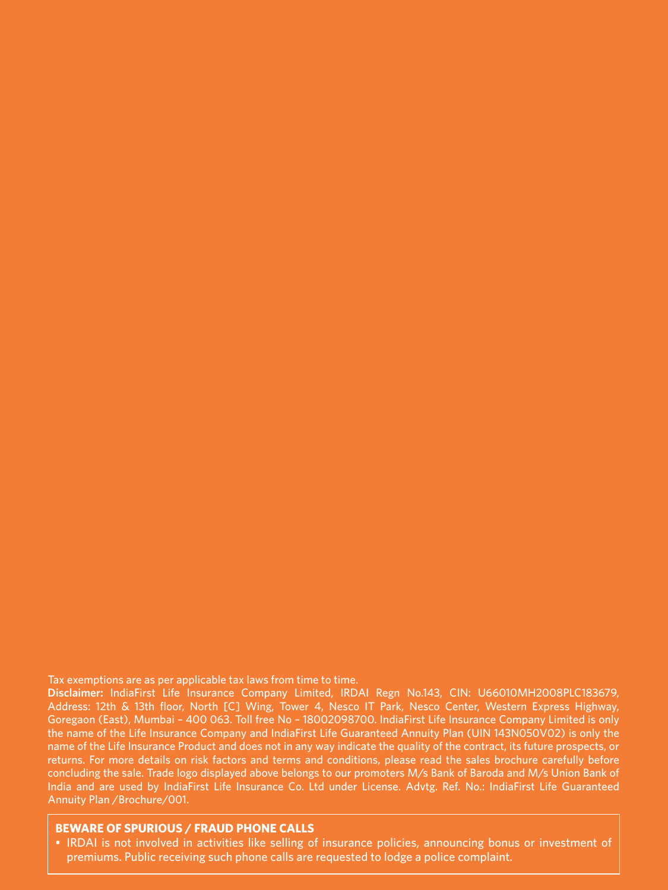Tax exemptions are as per applicable tax laws from time to time.

**Disclaimer:** IndiaFirst Life Insurance Company Limited, IRDAI Regn No.143, CIN: U66010MH2008PLC183679, Address: 12th & 13th floor, North [C] Wing, Tower 4, Nesco IT Park, Nesco Center, Western Express Highway, Goregaon (East), Mumbai – 400 063. Toll free No – 18002098700. IndiaFirst Life Insurance Company Limited is only the name of the Life Insurance Company and IndiaFirst Life Guaranteed Annuity Plan (UIN 143N050V02) is only the name of the Life Insurance Product and does not in any way indicate the quality of the contract, its future prospects, or returns. For more details on risk factors and terms and conditions, please read the sales brochure carefully before concluding the sale. Trade logo displayed above belongs to our promoters M/s Bank of Baroda and M/s Union Bank of India and are used by IndiaFirst Life Insurance Co. Ltd under License. Advtg. Ref. No.: IndiaFirst Life Guaranteed Annuity Plan /Brochure/001.

**BEWARE OF SPURIOUS / FRAUD PHONE CALLS**

- IRDAI is not involved in activities like selling of insurance policies, announcing bonus or investment of premiums. Public receiving such phone calls are requested to lodge a police complaint.